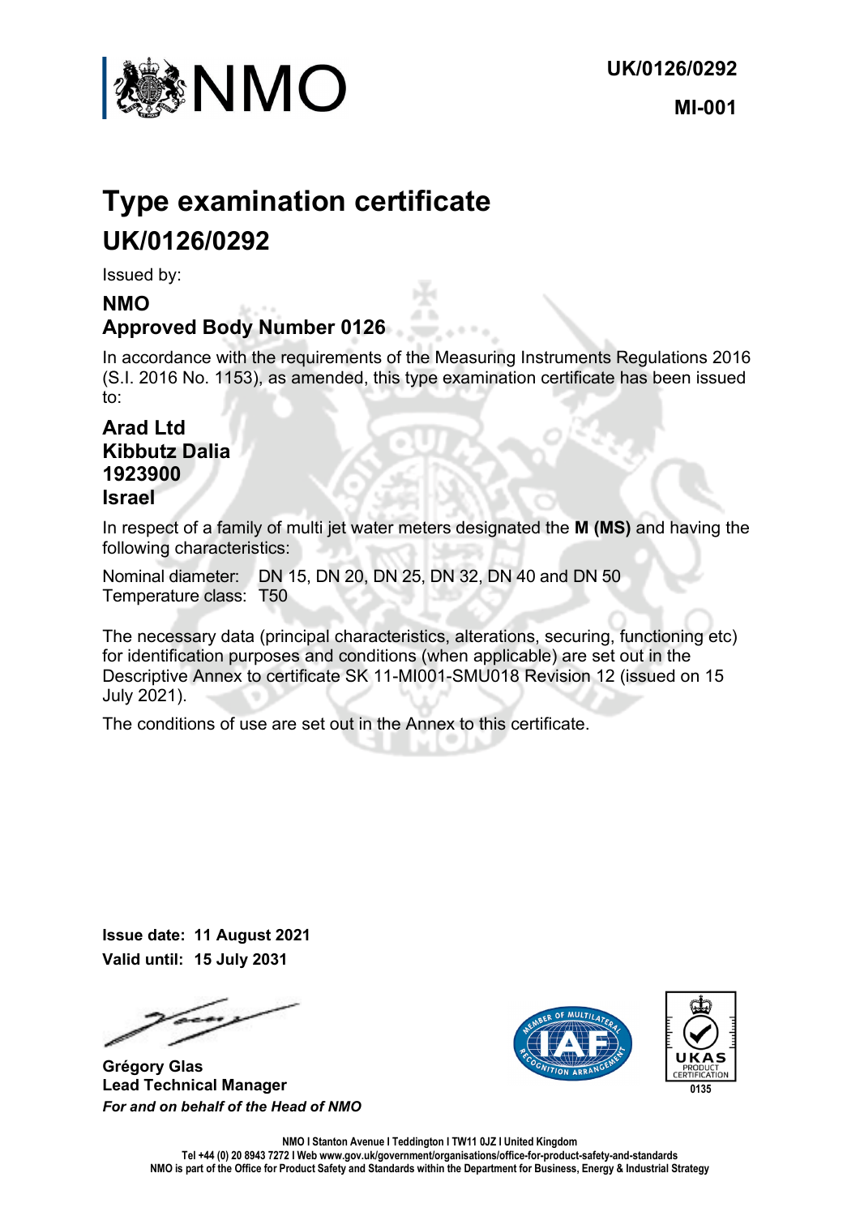UK/0126/0292

MI-001

# Type examination certificate

## UK/0126/0292

Issued by:

**NMO**
**Approved Body Number 0126**

In accordance with the requirements of the Measuring Instruments Regulations 2016 (S.I. 2016 No. 1153), as amended, this type examination certificate has been issued to:

**Arad Ltd**
**Kibbutz Dalia**
**1923900**
**Israel**

In respect of a family of multi jet water meters designated the **M (MS)** and having the following characteristics:

Nominal diameter: DN 15, DN 20, DN 25, DN 32, DN 40 and DN 50
Temperature class: T50

The necessary data (principal characteristics, alterations, securing, functioning etc) for identification purposes and conditions (when applicable) are set out in the Descriptive Annex to certificate SK 11-MI001-SMU018 Revision 12 (issued on 15 July 2021).

The conditions of use are set out in the Annex to this certificate.

**Issue date: 11 August 2021**
**Valid until: 15 July 2031**

**Grégory Glas**
**Lead Technical Manager**
***For and on behalf of the Head of NMO***

0135

**NMO I Stanton Avenue I Teddington I TW11 0JZ I United Kingdom**
**Tel +44 (0) 20 8943 7272 I Web www.gov.uk/government/organisations/office-for-product-safety-and-standards**
**NMO is part of the Office for Product Safety and Standards within the Department for Business, Energy & Industrial Strategy**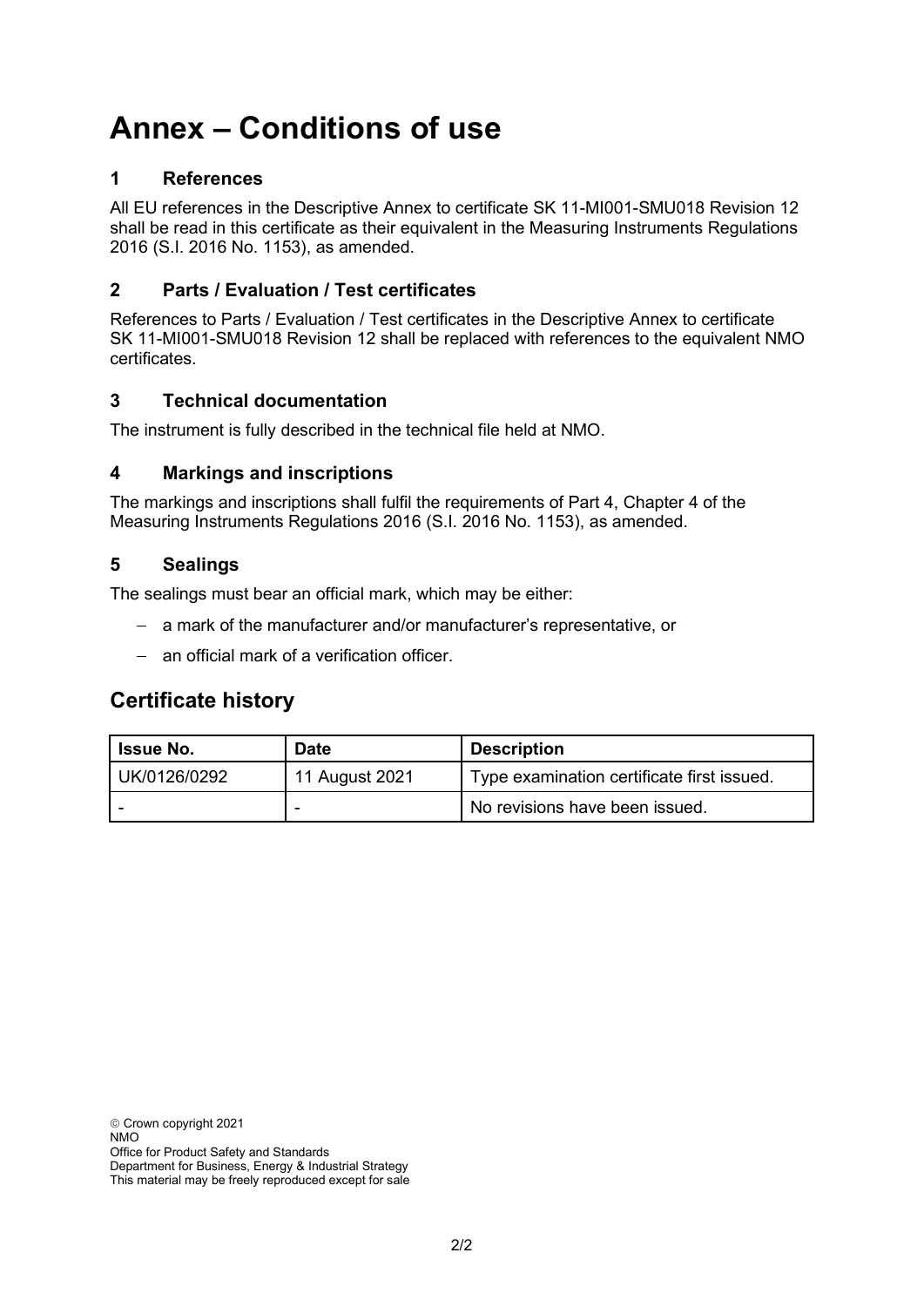# Annex – Conditions of use

## 1 References

All EU references in the Descriptive Annex to certificate SK 11-MI001-SMU018 Revision 12 shall be read in this certificate as their equivalent in the Measuring Instruments Regulations 2016 (S.I. 2016 No. 1153), as amended.

## 2 Parts / Evaluation / Test certificates

References to Parts / Evaluation / Test certificates in the Descriptive Annex to certificate SK 11-MI001-SMU018 Revision 12 shall be replaced with references to the equivalent NMO certificates.

## 3 Technical documentation

The instrument is fully described in the technical file held at NMO.

## 4 Markings and inscriptions

The markings and inscriptions shall fulfil the requirements of Part 4, Chapter 4 of the Measuring Instruments Regulations 2016 (S.I. 2016 No. 1153), as amended.

## 5 Sealings

The sealings must bear an official mark, which may be either:

- a mark of the manufacturer and/or manufacturer's representative, or
- an official mark of a verification officer.

# Certificate history

| Issue No. | Date | Description |
|---|---|---|
| UK/0126/0292 | 11 August 2021 | Type examination certificate first issued. |
| - | - | No revisions have been issued. |

© Crown copyright 2021
NMO
Office for Product Safety and Standards
Department for Business, Energy & Industrial Strategy
This material may be freely reproduced except for sale